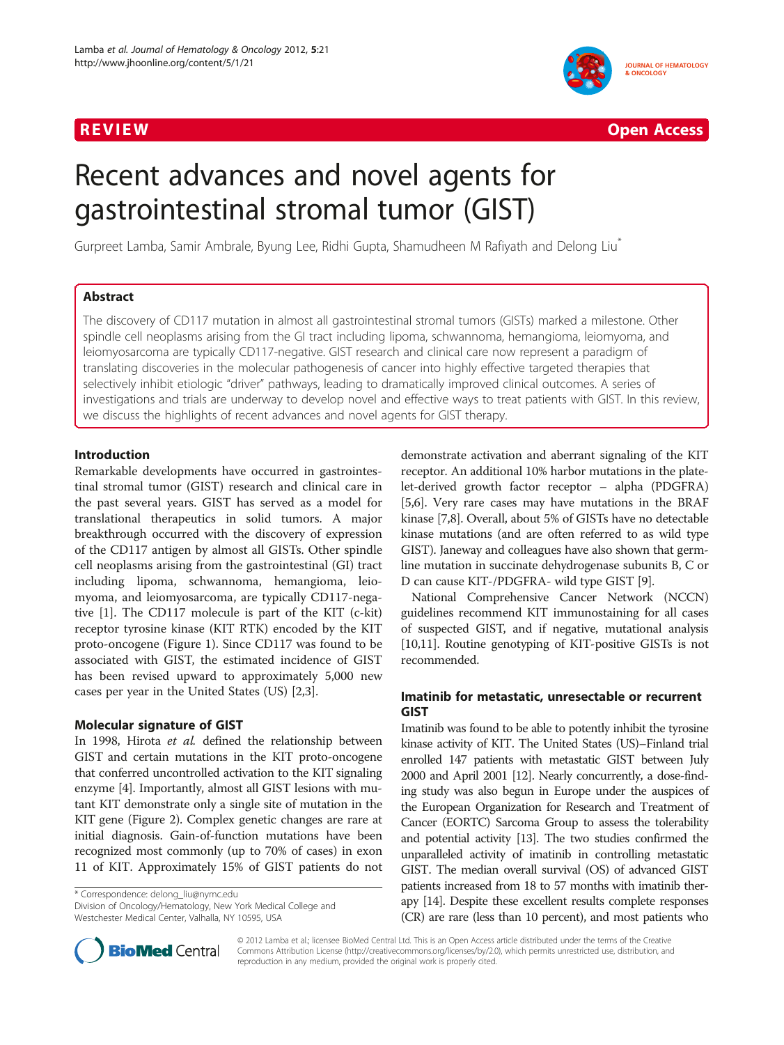REVIEW Open Access

# Recent advances and novel agents for gastrointestinal stromal tumor (GIST)

Gurpreet Lamba, Samir Ambrale, Byung Lee, Ridhi Gupta, Shamudheen M Rafiyath and Delong Liu*

## Abstract

The discovery of CD117 mutation in almost all gastrointestinal stromal tumors (GISTs) marked a milestone. Other spindle cell neoplasms arising from the GI tract including lipoma, schwannoma, hemangioma, leiomyoma, and leiomyosarcoma are typically CD117-negative. GIST research and clinical care now represent a paradigm of translating discoveries in the molecular pathogenesis of cancer into highly effective targeted therapies that selectively inhibit etiologic "driver" pathways, leading to dramatically improved clinical outcomes. A series of investigations and trials are underway to develop novel and effective ways to treat patients with GIST. In this review, we discuss the highlights of recent advances and novel agents for GIST therapy.

## Introduction

Remarkable developments have occurred in gastrointestinal stromal tumor (GIST) research and clinical care in the past several years. GIST has served as a model for translational therapeutics in solid tumors. A major breakthrough occurred with the discovery of expression of the CD117 antigen by almost all GISTs. Other spindle cell neoplasms arising from the gastrointestinal (GI) tract including lipoma, schwannoma, hemangioma, leiomyoma, and leiomyosarcoma, are typically CD117-negative [1]. The CD117 molecule is part of the KIT (c-kit) receptor tyrosine kinase (KIT RTK) encoded by the KIT proto-oncogene (Figure 1). Since CD117 was found to be associated with GIST, the estimated incidence of GIST has been revised upward to approximately 5,000 new cases per year in the United States (US) [2,3].

## Molecular signature of GIST

In 1998, Hirota *et al.* defined the relationship between GIST and certain mutations in the KIT proto-oncogene that conferred uncontrolled activation to the KIT signaling enzyme [4]. Importantly, almost all GIST lesions with mutant KIT demonstrate only a single site of mutation in the KIT gene (Figure 2). Complex genetic changes are rare at initial diagnosis. Gain-of-function mutations have been recognized most commonly (up to 70% of cases) in exon 11 of KIT. Approximately 15% of GIST patients do not demonstrate activation and aberrant signaling of the KIT receptor. An additional 10% harbor mutations in the platelet-derived growth factor receptor – alpha (PDGFRA) [5,6]. Very rare cases may have mutations in the BRAF kinase [7,8]. Overall, about 5% of GISTs have no detectable kinase mutations (and are often referred to as wild type GIST). Janeway and colleagues have also shown that germline mutation in succinate dehydrogenase subunits B, C or D can cause KIT-/PDGFRA- wild type GIST [9].

National Comprehensive Cancer Network (NCCN) guidelines recommend KIT immunostaining for all cases of suspected GIST, and if negative, mutational analysis [10,11]. Routine genotyping of KIT-positive GISTs is not recommended.

## Imatinib for metastatic, unresectable or recurrent GIST

Imatinib was found to be able to potently inhibit the tyrosine kinase activity of KIT. The United States (US)–Finland trial enrolled 147 patients with metastatic GIST between July 2000 and April 2001 [12]. Nearly concurrently, a dose-finding study was also begun in Europe under the auspices of the European Organization for Research and Treatment of Cancer (EORTC) Sarcoma Group to assess the tolerability and potential activity [13]. The two studies confirmed the unparalleled activity of imatinib in controlling metastatic GIST. The median overall survival (OS) of advanced GIST patients increased from 18 to 57 months with imatinib therapy [14]. Despite these excellent results complete responses (CR) are rare (less than 10 percent), and most patients who

* Correspondence: delong_liu@nymc.edu
Division of Oncology/Hematology, New York Medical College and Westchester Medical Center, Valhalla, NY 10595, USA

© 2012 Lamba et al.; licensee BioMed Central Ltd. This is an Open Access article distributed under the terms of the Creative Commons Attribution License (http://creativecommons.org/licenses/by/2.0), which permits unrestricted use, distribution, and reproduction in any medium, provided the original work is properly cited.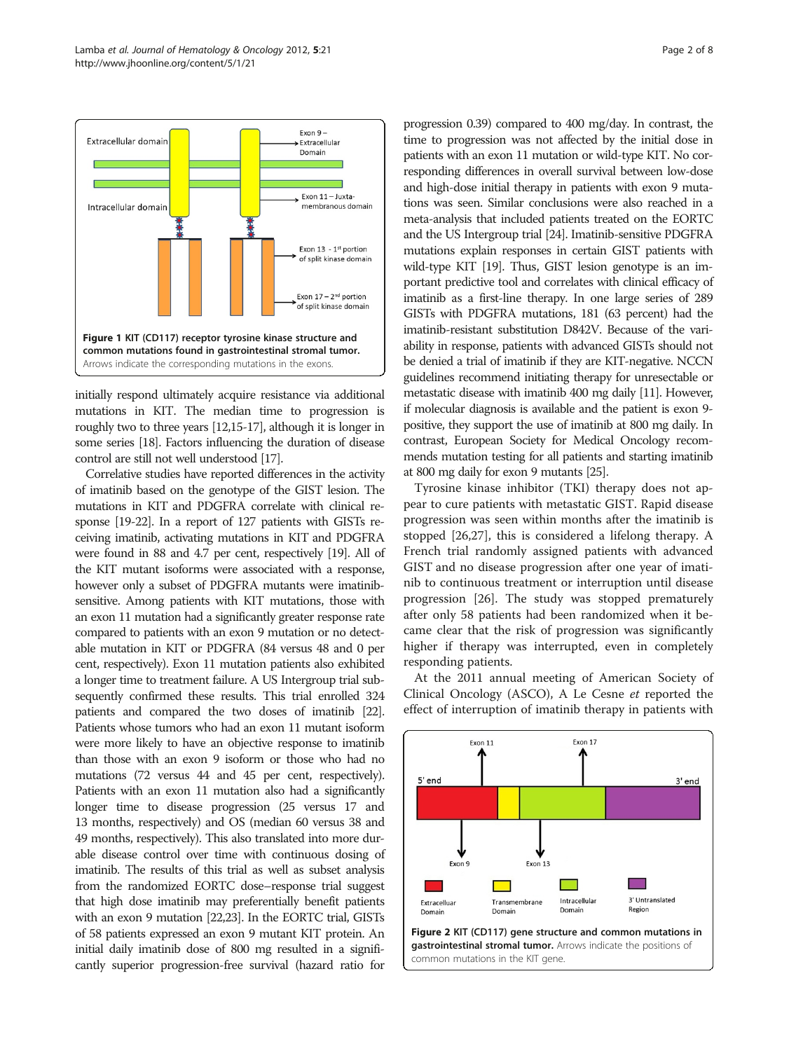Figure 1 KIT (CD117) receptor tyrosine kinase structure and common mutations found in gastrointestinal stromal tumor. Arrows indicate the corresponding mutations in the exons.

initially respond ultimately acquire resistance via additional mutations in KIT. The median time to progression is roughly two to three years [12,15-17], although it is longer in some series [18]. Factors influencing the duration of disease control are still not well understood [17].

Correlative studies have reported differences in the activity of imatinib based on the genotype of the GIST lesion. The mutations in KIT and PDGFRA correlate with clinical response [19-22]. In a report of 127 patients with GISTs receiving imatinib, activating mutations in KIT and PDGFRA were found in 88 and 4.7 per cent, respectively [19]. All of the KIT mutant isoforms were associated with a response, however only a subset of PDGFRA mutants were imatinib-sensitive. Among patients with KIT mutations, those with an exon 11 mutation had a significantly greater response rate compared to patients with an exon 9 mutation or no detectable mutation in KIT or PDGFRA (84 versus 48 and 0 per cent, respectively). Exon 11 mutation patients also exhibited a longer time to treatment failure. A US Intergroup trial subsequently confirmed these results. This trial enrolled 324 patients and compared the two doses of imatinib [22]. Patients whose tumors who had an exon 11 mutant isoform were more likely to have an objective response to imatinib than those with an exon 9 isoform or those who had no mutations (72 versus 44 and 45 per cent, respectively). Patients with an exon 11 mutation also had a significantly longer time to disease progression (25 versus 17 and 13 months, respectively) and OS (median 60 versus 38 and 49 months, respectively). This also translated into more durable disease control over time with continuous dosing of imatinib. The results of this trial as well as subset analysis from the randomized EORTC dose–response trial suggest that high dose imatinib may preferentially benefit patients with an exon 9 mutation [22,23]. In the EORTC trial, GISTs of 58 patients expressed an exon 9 mutant KIT protein. An initial daily imatinib dose of 800 mg resulted in a significantly superior progression-free survival (hazard ratio for progression 0.39) compared to 400 mg/day. In contrast, the time to progression was not affected by the initial dose in patients with an exon 11 mutation or wild-type KIT. No corresponding differences in overall survival between low-dose and high-dose initial therapy in patients with exon 9 mutations was seen. Similar conclusions were also reached in a meta-analysis that included patients treated on the EORTC and the US Intergroup trial [24]. Imatinib-sensitive PDGFRA mutations explain responses in certain GIST patients with wild-type KIT [19]. Thus, GIST lesion genotype is an important predictive tool and correlates with clinical efficacy of imatinib as a first-line therapy. In one large series of 289 GISTs with PDGFRA mutations, 181 (63 percent) had the imatinib-resistant substitution D842V. Because of the variability in response, patients with advanced GISTs should not be denied a trial of imatinib if they are KIT-negative. NCCN guidelines recommend initiating therapy for unresectable or metastatic disease with imatinib 400 mg daily [11]. However, if molecular diagnosis is available and the patient is exon 9-positive, they support the use of imatinib at 800 mg daily. In contrast, European Society for Medical Oncology recommends mutation testing for all patients and starting imatinib at 800 mg daily for exon 9 mutants [25].

Tyrosine kinase inhibitor (TKI) therapy does not appear to cure patients with metastatic GIST. Rapid disease progression was seen within months after the imatinib is stopped [26,27], this is considered a lifelong therapy. A French trial randomly assigned patients with advanced GIST and no disease progression after one year of imatinib to continuous treatment or interruption until disease progression [26]. The study was stopped prematurely after only 58 patients had been randomized when it became clear that the risk of progression was significantly higher if therapy was interrupted, even in completely responding patients.

At the 2011 annual meeting of American Society of Clinical Oncology (ASCO), A Le Cesne *et* reported the effect of interruption of imatinib therapy in patients with

Figure 2 KIT (CD117) gene structure and common mutations in gastrointestinal stromal tumor. Arrows indicate the positions of common mutations in the KIT gene.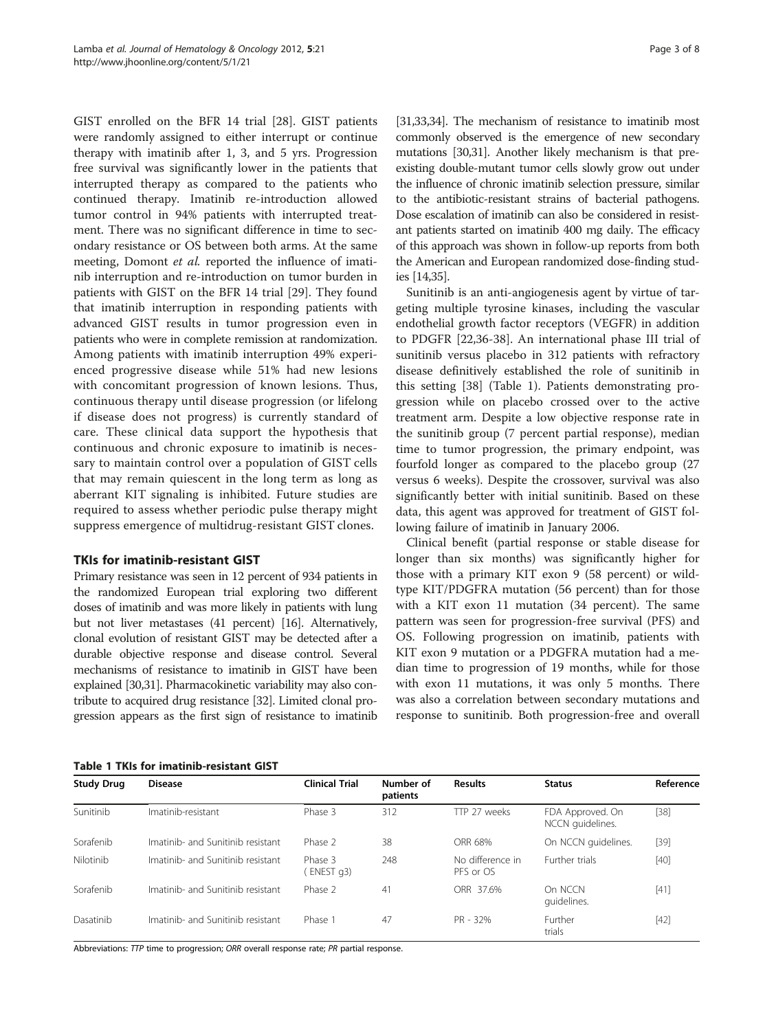GIST enrolled on the BFR 14 trial [28]. GIST patients were randomly assigned to either interrupt or continue therapy with imatinib after 1, 3, and 5 yrs. Progression free survival was significantly lower in the patients that interrupted therapy as compared to the patients who continued therapy. Imatinib re-introduction allowed tumor control in 94% patients with interrupted treatment. There was no significant difference in time to secondary resistance or OS between both arms. At the same meeting, Domont *et al.* reported the influence of imatinib interruption and re-introduction on tumor burden in patients with GIST on the BFR 14 trial [29]. They found that imatinib interruption in responding patients with advanced GIST results in tumor progression even in patients who were in complete remission at randomization. Among patients with imatinib interruption 49% experienced progressive disease while 51% had new lesions with concomitant progression of known lesions. Thus, continuous therapy until disease progression (or lifelong if disease does not progress) is currently standard of care. These clinical data support the hypothesis that continuous and chronic exposure to imatinib is necessary to maintain control over a population of GIST cells that may remain quiescent in the long term as long as aberrant KIT signaling is inhibited. Future studies are required to assess whether periodic pulse therapy might suppress emergence of multidrug-resistant GIST clones.

## TKIs for imatinib-resistant GIST

Primary resistance was seen in 12 percent of 934 patients in the randomized European trial exploring two different doses of imatinib and was more likely in patients with lung but not liver metastases (41 percent) [16]. Alternatively, clonal evolution of resistant GIST may be detected after a durable objective response and disease control. Several mechanisms of resistance to imatinib in GIST have been explained [30,31]. Pharmacokinetic variability may also contribute to acquired drug resistance [32]. Limited clonal progression appears as the first sign of resistance to imatinib [31,33,34]. The mechanism of resistance to imatinib most commonly observed is the emergence of new secondary mutations [30,31]. Another likely mechanism is that preexisting double-mutant tumor cells slowly grow out under the influence of chronic imatinib selection pressure, similar to the antibiotic-resistant strains of bacterial pathogens. Dose escalation of imatinib can also be considered in resistant patients started on imatinib 400 mg daily. The efficacy of this approach was shown in follow-up reports from both the American and European randomized dose-finding studies [14,35].

Sunitinib is an anti-angiogenesis agent by virtue of targeting multiple tyrosine kinases, including the vascular endothelial growth factor receptors (VEGFR) in addition to PDGFR [22,36-38]. An international phase III trial of sunitinib versus placebo in 312 patients with refractory disease definitively established the role of sunitinib in this setting [38] (Table 1). Patients demonstrating progression while on placebo crossed over to the active treatment arm. Despite a low objective response rate in the sunitinib group (7 percent partial response), median time to tumor progression, the primary endpoint, was fourfold longer as compared to the placebo group (27 versus 6 weeks). Despite the crossover, survival was also significantly better with initial sunitinib. Based on these data, this agent was approved for treatment of GIST following failure of imatinib in January 2006.

Clinical benefit (partial response or stable disease for longer than six months) was significantly higher for those with a primary KIT exon 9 (58 percent) or wild-type KIT/PDGFRA mutation (56 percent) than for those with a KIT exon 11 mutation (34 percent). The same pattern was seen for progression-free survival (PFS) and OS. Following progression on imatinib, patients with KIT exon 9 mutation or a PDGFRA mutation had a median time to progression of 19 months, while for those with exon 11 mutations, it was only 5 months. There was also a correlation between secondary mutations and response to sunitinib. Both progression-free and overall

**Table 1 TKIs for imatinib-resistant GIST**

| Study Drug | Disease | Clinical Trial | Number of patients | Results | Status | Reference |
|---|---|---|---|---|---|---|
| Sunitinib | Imatinib-resistant | Phase 3 | 312 | TTP 27 weeks | FDA Approved. On NCCN guidelines. | [38] |
| Sorafenib | Imatinib- and Sunitinib resistant | Phase 2 | 38 | ORR 68% | On NCCN guidelines. | [39] |
| Nilotinib | Imatinib- and Sunitinib resistant | Phase 3 (ENEST g3) | 248 | No difference in PFS or OS | Further trials | [40] |
| Sorafenib | Imatinib- and Sunitinib resistant | Phase 2 | 41 | ORR 37.6% | On NCCN guidelines. | [41] |
| Dasatinib | Imatinib- and Sunitinib resistant | Phase 1 | 47 | PR - 32% | Further trials | [42] |

Abbreviations: *TTP* time to progression; *ORR* overall response rate; *PR* partial response.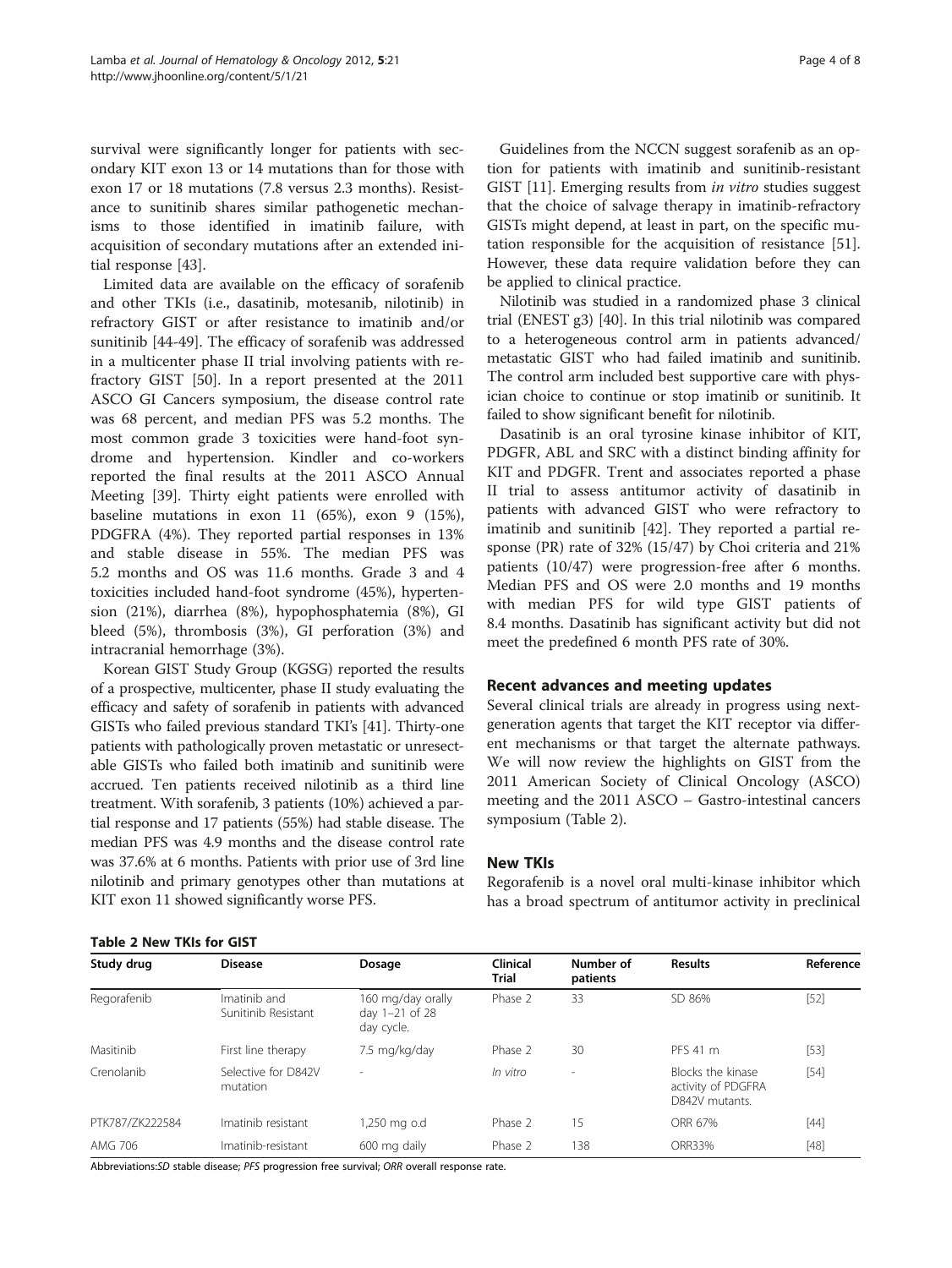survival were significantly longer for patients with secondary KIT exon 13 or 14 mutations than for those with exon 17 or 18 mutations (7.8 versus 2.3 months). Resistance to sunitinib shares similar pathogenetic mechanisms to those identified in imatinib failure, with acquisition of secondary mutations after an extended initial response [43].

Limited data are available on the efficacy of sorafenib and other TKIs (i.e., dasatinib, motesanib, nilotinib) in refractory GIST or after resistance to imatinib and/or sunitinib [44-49]. The efficacy of sorafenib was addressed in a multicenter phase II trial involving patients with refractory GIST [50]. In a report presented at the 2011 ASCO GI Cancers symposium, the disease control rate was 68 percent, and median PFS was 5.2 months. The most common grade 3 toxicities were hand-foot syndrome and hypertension. Kindler and co-workers reported the final results at the 2011 ASCO Annual Meeting [39]. Thirty eight patients were enrolled with baseline mutations in exon 11 (65%), exon 9 (15%), PDGFRA (4%). They reported partial responses in 13% and stable disease in 55%. The median PFS was 5.2 months and OS was 11.6 months. Grade 3 and 4 toxicities included hand-foot syndrome (45%), hypertension (21%), diarrhea (8%), hypophosphatemia (8%), GI bleed (5%), thrombosis (3%), GI perforation (3%) and intracranial hemorrhage (3%).

Korean GIST Study Group (KGSG) reported the results of a prospective, multicenter, phase II study evaluating the efficacy and safety of sorafenib in patients with advanced GISTs who failed previous standard TKI's [41]. Thirty-one patients with pathologically proven metastatic or unresectable GISTs who failed both imatinib and sunitinib were accrued. Ten patients received nilotinib as a third line treatment. With sorafenib, 3 patients (10%) achieved a partial response and 17 patients (55%) had stable disease. The median PFS was 4.9 months and the disease control rate was 37.6% at 6 months. Patients with prior use of 3rd line nilotinib and primary genotypes other than mutations at KIT exon 11 showed significantly worse PFS.

Guidelines from the NCCN suggest sorafenib as an option for patients with imatinib and sunitinib-resistant GIST [11]. Emerging results from *in vitro* studies suggest that the choice of salvage therapy in imatinib-refractory GISTs might depend, at least in part, on the specific mutation responsible for the acquisition of resistance [51]. However, these data require validation before they can be applied to clinical practice.

Nilotinib was studied in a randomized phase 3 clinical trial (ENEST g3) [40]. In this trial nilotinib was compared to a heterogeneous control arm in patients advanced/metastatic GIST who had failed imatinib and sunitinib. The control arm included best supportive care with physician choice to continue or stop imatinib or sunitinib. It failed to show significant benefit for nilotinib.

Dasatinib is an oral tyrosine kinase inhibitor of KIT, PDGFR, ABL and SRC with a distinct binding affinity for KIT and PDGFR. Trent and associates reported a phase II trial to assess antitumor activity of dasatinib in patients with advanced GIST who were refractory to imatinib and sunitinib [42]. They reported a partial response (PR) rate of 32% (15/47) by Choi criteria and 21% patients (10/47) were progression-free after 6 months. Median PFS and OS were 2.0 months and 19 months with median PFS for wild type GIST patients of 8.4 months. Dasatinib has significant activity but did not meet the predefined 6 month PFS rate of 30%.

## Recent advances and meeting updates

Several clinical trials are already in progress using next-generation agents that target the KIT receptor via different mechanisms or that target the alternate pathways. We will now review the highlights on GIST from the 2011 American Society of Clinical Oncology (ASCO) meeting and the 2011 ASCO – Gastro-intestinal cancers symposium (Table 2).

### New TKIs

Regorafenib is a novel oral multi-kinase inhibitor which has a broad spectrum of antitumor activity in preclinical

**Table 2 New TKIs for GIST**

| Study drug | Disease | Dosage | Clinical Trial | Number of patients | Results | Reference |
|---|---|---|---|---|---|---|
| Regorafenib | Imatinib and Sunitinib Resistant | 160 mg/day orally day 1–21 of 28 day cycle. | Phase 2 | 33 | SD 86% | [52] |
| Masitinib | First line therapy | 7.5 mg/kg/day | Phase 2 | 30 | PFS 41 m | [53] |
| Crenolanib | Selective for D842V mutation | - | *In vitro* | - | Blocks the kinase activity of PDGFRA D842V mutants. | [54] |
| PTK787/ZK222584 | Imatinib resistant | 1,250 mg o.d | Phase 2 | 15 | ORR 67% | [44] |
| AMG 706 | Imatinib-resistant | 600 mg daily | Phase 2 | 138 | ORR33% | [48] |

Abbreviations:*SD* stable disease; *PFS* progression free survival; *ORR* overall response rate.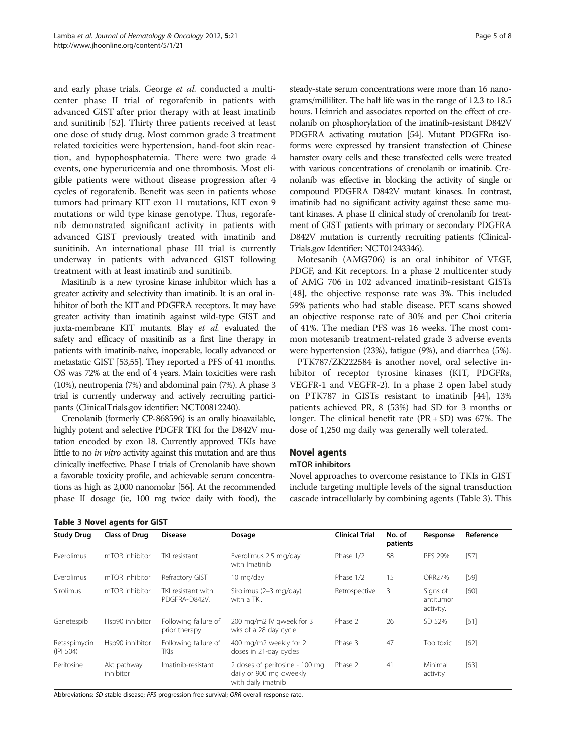and early phase trials. George *et al.* conducted a multicenter phase II trial of regorafenib in patients with advanced GIST after prior therapy with at least imatinib and sunitinib [52]. Thirty three patients received at least one dose of study drug. Most common grade 3 treatment related toxicities were hypertension, hand-foot skin reaction, and hypophosphatemia. There were two grade 4 events, one hyperuricemia and one thrombosis. Most eligible patients were without disease progression after 4 cycles of regorafenib. Benefit was seen in patients whose tumors had primary KIT exon 11 mutations, KIT exon 9 mutations or wild type kinase genotype. Thus, regorafenib demonstrated significant activity in patients with advanced GIST previously treated with imatinib and sunitinib. An international phase III trial is currently underway in patients with advanced GIST following treatment with at least imatinib and sunitinib.

Masitinib is a new tyrosine kinase inhibitor which has a greater activity and selectivity than imatinib. It is an oral inhibitor of both the KIT and PDGFRA receptors. It may have greater activity than imatinib against wild-type GIST and juxta-membrane KIT mutants. Blay *et al.* evaluated the safety and efficacy of masitinib as a first line therapy in patients with imatinib-naïve, inoperable, locally advanced or metastatic GIST [53,55]. They reported a PFS of 41 months. OS was 72% at the end of 4 years. Main toxicities were rash (10%), neutropenia (7%) and abdominal pain (7%). A phase 3 trial is currently underway and actively recruiting participants (ClinicalTrials.gov identifier: NCT00812240).

Crenolanib (formerly CP-868596) is an orally bioavailable, highly potent and selective PDGFR TKI for the D842V mutation encoded by exon 18. Currently approved TKIs have little to no *in vitro* activity against this mutation and are thus clinically ineffective. Phase I trials of Crenolanib have shown a favorable toxicity profile, and achievable serum concentrations as high as 2,000 nanomolar [56]. At the recommended phase II dosage (ie, 100 mg twice daily with food), the steady-state serum concentrations were more than 16 nanograms/milliliter. The half life was in the range of 12.3 to 18.5 hours. Heinrich and associates reported on the effect of crenolanib on phosphorylation of the imatinib-resistant D842V PDGFRA activating mutation [54]. Mutant PDGFRα isoforms were expressed by transient transfection of Chinese hamster ovary cells and these transfected cells were treated with various concentrations of crenolanib or imatinib. Crenolanib was effective in blocking the activity of single or compound PDGFRA D842V mutant kinases. In contrast, imatinib had no significant activity against these same mutant kinases. A phase II clinical study of crenolanib for treatment of GIST patients with primary or secondary PDGFRA D842V mutation is currently recruiting patients (ClinicalTrials.gov Identifier: NCT01243346).

Motesanib (AMG706) is an oral inhibitor of VEGF, PDGF, and Kit receptors. In a phase 2 multicenter study of AMG 706 in 102 advanced imatinib-resistant GISTs [48], the objective response rate was 3%. This included 59% patients who had stable disease. PET scans showed an objective response rate of 30% and per Choi criteria of 41%. The median PFS was 16 weeks. The most common motesanib treatment-related grade 3 adverse events were hypertension (23%), fatigue (9%), and diarrhea (5%).

PTK787/ZK222584 is another novel, oral selective inhibitor of receptor tyrosine kinases (KIT, PDGFRs, VEGFR-1 and VEGFR-2). In a phase 2 open label study on PTK787 in GISTs resistant to imatinib [44], 13% patients achieved PR, 8 (53%) had SD for 3 months or longer. The clinical benefit rate (PR + SD) was 67%. The dose of 1,250 mg daily was generally well tolerated.

## Novel agents

### mTOR inhibitors

Novel approaches to overcome resistance to TKIs in GIST include targeting multiple levels of the signal transduction cascade intracellularly by combining agents (Table 3). This

**Table 3 Novel agents for GIST**

| Study Drug | Class of Drug | Disease | Dosage | Clinical Trial | No. of patients | Response | Reference |
|---|---|---|---|---|---|---|---|
| Everolimus | mTOR inhibitor | TKI resistant | Everolimus 2.5 mg/day with Imatinib | Phase 1/2 | 58 | PFS 29% | [57] |
| Everolimus | mTOR inhibitor | Refractory GIST | 10 mg/day | Phase 1/2 | 15 | ORR27% | [59] |
| Sirolimus | mTOR inhibitor | TKI resistant with PDGFRA-D842V. | Sirolimus (2–3 mg/day) with a TKI. | Retrospective | 3 | Signs of antitumor activity. | [60] |
| Ganetespib | Hsp90 inhibitor | Following failure of prior therapy | 200 mg/m2 IV qweek for 3 wks of a 28 day cycle. | Phase 2 | 26 | SD 52% | [61] |
| Retaspimycin (IPI 504) | Hsp90 inhibitor | Following failure of TKIs | 400 mg/m2 weekly for 2 doses in 21-day cycles | Phase 3 | 47 | Too toxic | [62] |
| Perifosine | Akt pathway inhibitor | Imatinib-resistant | 2 doses of perifosine - 100 mg daily or 900 mg qweekly with daily imatnib | Phase 2 | 41 | Minimal activity | [63] |

Abbreviations: *SD* stable disease; *PFS* progression free survival; *ORR* overall response rate.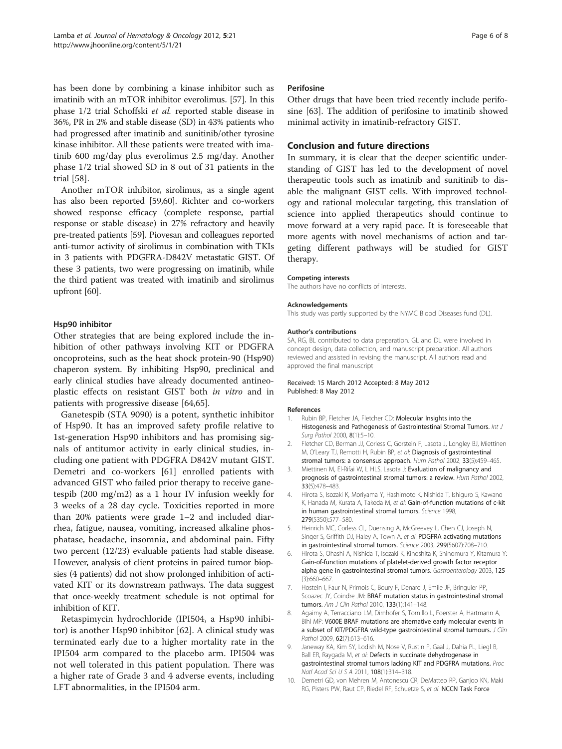has been done by combining a kinase inhibitor such as imatinib with an mTOR inhibitor everolimus. [57]. In this phase 1/2 trial Schoffski *et al.* reported stable disease in 36%, PR in 2% and stable disease (SD) in 43% patients who had progressed after imatinib and sunitinib/other tyrosine kinase inhibitor. All these patients were treated with imatinib 600 mg/day plus everolimus 2.5 mg/day. Another phase 1/2 trial showed SD in 8 out of 31 patients in the trial [58].

Another mTOR inhibitor, sirolimus, as a single agent has also been reported [59,60]. Richter and co-workers showed response efficacy (complete response, partial response or stable disease) in 27% refractory and heavily pre-treated patients [59]. Piovesan and colleagues reported anti-tumor activity of sirolimus in combination with TKIs in 3 patients with PDGFRA-D842V metastatic GIST. Of these 3 patients, two were progressing on imatinib, while the third patient was treated with imatinib and sirolimus upfront [60].

### Hsp90 inhibitor

Other strategies that are being explored include the inhibition of other pathways involving KIT or PDGFRA oncoproteins, such as the heat shock protein-90 (Hsp90) chaperon system. By inhibiting Hsp90, preclinical and early clinical studies have already documented antineoplastic effects on resistant GIST both *in vitro* and in patients with progressive disease [64,65].

Ganetespib (STA 9090) is a potent, synthetic inhibitor of Hsp90. It has an improved safety profile relative to 1st-generation Hsp90 inhibitors and has promising signals of antitumor activity in early clinical studies, including one patient with PDGFRA D842V mutant GIST. Demetri and co-workers [61] enrolled patients with advanced GIST who failed prior therapy to receive ganetespib (200 mg/m2) as a 1 hour IV infusion weekly for 3 weeks of a 28 day cycle. Toxicities reported in more than 20% patients were grade 1–2 and included diarrhea, fatigue, nausea, vomiting, increased alkaline phosphatase, headache, insomnia, and abdominal pain. Fifty two percent (12/23) evaluable patients had stable disease. However, analysis of client proteins in paired tumor biopsies (4 patients) did not show prolonged inhibition of activated KIT or its downstream pathways. The data suggest that once-weekly treatment schedule is not optimal for inhibition of KIT.

Retaspimycin hydrochloride (IPI504, a Hsp90 inhibitor) is another Hsp90 inhibitor [62]. A clinical study was terminated early due to a higher mortality rate in the IPI504 arm compared to the placebo arm. IPI504 was not well tolerated in this patient population. There was a higher rate of Grade 3 and 4 adverse events, including LFT abnormalities, in the IPI504 arm.

### Perifosine

Other drugs that have been tried recently include perifosine [63]. The addition of perifosine to imatinib showed minimal activity in imatinib-refractory GIST.

## Conclusion and future directions

In summary, it is clear that the deeper scientific understanding of GIST has led to the development of novel therapeutic tools such as imatinib and sunitinib to disable the malignant GIST cells. With improved technology and rational molecular targeting, this translation of science into applied therapeutics should continue to move forward at a very rapid pace. It is foreseeable that more agents with novel mechanisms of action and targeting different pathways will be studied for GIST therapy.

#### Competing interests

The authors have no conflicts of interests.

#### Acknowledgements

This study was partly supported by the NYMC Blood Diseases fund (DL).

#### Author's contributions

SA, RG, BL contributed to data preparation. GL and DL were involved in concept design, data collection, and manuscript preparation. All authors reviewed and assisted in revising the manuscript. All authors read and approved the final manuscript

Received: 15 March 2012 Accepted: 8 May 2012
Published: 8 May 2012

#### References

1. Rubin BP, Fletcher JA, Fletcher CD: **Molecular Insights into the Histogenesis and Pathogenesis of Gastrointestinal Stromal Tumors.** *Int J Surg Pathol* 2000, **8**(1):5–10.
2. Fletcher CD, Berman JJ, Corless C, Gorstein F, Lasota J, Longley BJ, Miettinen M, O'Leary TJ, Remotti H, Rubin BP, *et al*: **Diagnosis of gastrointestinal stromal tumors: a consensus approach.** *Hum Pathol* 2002, **33**(5):459–465.
3. Miettinen M, El-Rifai W, L HLS, Lasota J: **Evaluation of malignancy and prognosis of gastrointestinal stromal tumors: a review.** *Hum Pathol* 2002, **33**(5):478–483.
4. Hirota S, Isozaki K, Moriyama Y, Hashimoto K, Nishida T, Ishiguro S, Kawano K, Hanada M, Kurata A, Takeda M, *et al*: **Gain-of-function mutations of c-kit in human gastrointestinal stromal tumors.** *Science* 1998, **279**(5350):577–580.
5. Heinrich MC, Corless CL, Duensing A, McGreevey L, Chen CJ, Joseph N, Singer S, Griffith DJ, Haley A, Town A, *et al*: **PDGFRA activating mutations in gastrointestinal stromal tumors.** *Science* 2003, **299**(5607):708–710.
6. Hirota S, Ohashi A, Nishida T, Isozaki K, Kinoshita K, Shinomura Y, Kitamura Y: **Gain-of-function mutations of platelet-derived growth factor receptor alpha gene in gastrointestinal stromal tumors.** *Gastroenterology* 2003, **125** (3):660–667.
7. Hostein I, Faur N, Primois C, Boury F, Denard J, Emile JF, Bringuier PP, Scoazec JY, Coindre JM: **BRAF mutation status in gastrointestinal stromal tumors.** *Am J Clin Pathol* 2010, **133**(1):141–148.
8. Agaimy A, Terracciano LM, Dirnhofer S, Tornillo L, Foerster A, Hartmann A, Bihl MP: **V600E BRAF mutations are alternative early molecular events in a subset of KIT/PDGFRA wild-type gastrointestinal stromal tumours.** *J Clin Pathol* 2009, **62**(7):613–616.
9. Janeway KA, Kim SY, Lodish M, Nose V, Rustin P, Gaal J, Dahia PL, Liegl B, Ball ER, Raygada M, *et al*: **Defects in succinate dehydrogenase in gastrointestinal stromal tumors lacking KIT and PDGFRA mutations.** *Proc Natl Acad Sci U S A* 2011, **108**(1):314–318.
10. Demetri GD, von Mehren M, Antonescu CR, DeMatteo RP, Ganjoo KN, Maki RG, Pisters PW, Raut CP, Riedel RF, Schuetze S, *et al*: **NCCN Task Force**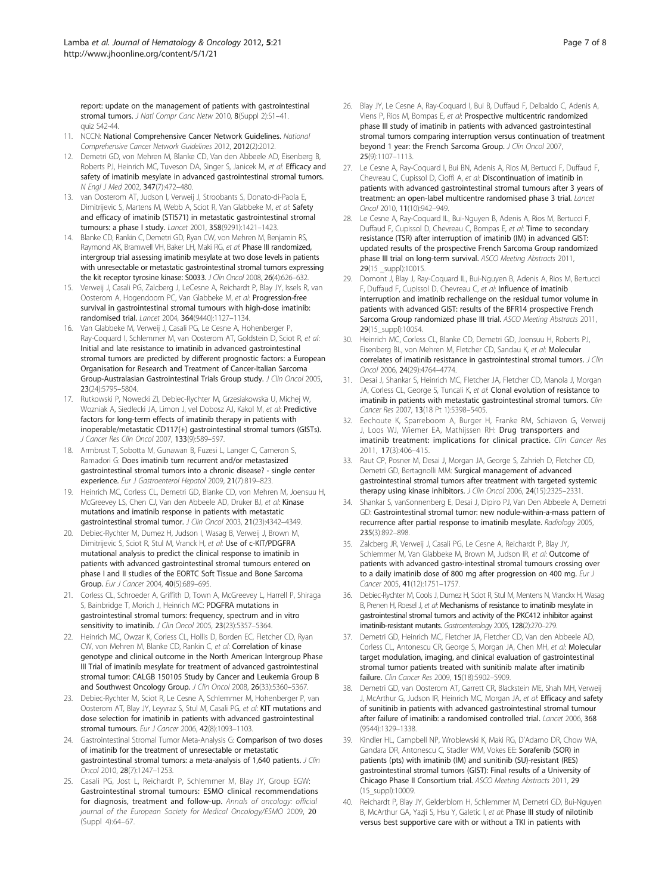report: update on the management of patients with gastrointestinal stromal tumors. *J Natl Compr Canc Netw* 2010, 8(Suppl 2):S1–41. quiz S42-44.

11. NCCN: **National Comprehensive Cancer Network Guidelines.** *National Comprehensive Cancer Network Guidelines* 2012, 2012(2):2012.
12. Demetri GD, von Mehren M, Blanke CD, Van den Abbeele AD, Eisenberg B, Roberts PJ, Heinrich MC, Tuveson DA, Singer S, Janicek M, *et al*: **Efficacy and safety of imatinib mesylate in advanced gastrointestinal stromal tumors.** *N Engl J Med* 2002, 347(7):472–480.
13. van Oosterom AT, Judson I, Verweij J, Stroobants S, Donato-di-Paola E, Dimitrijevic S, Martens M, Webb A, Sciot R, Van Glabbeke M, *et al*: **Safety and efficacy of imatinib (STI571) in metastatic gastrointestinal stromal tumours: a phase I study.** *Lancet* 2001, 358(9291):1421–1423.
14. Blanke CD, Rankin C, Demetri GD, Ryan CW, von Mehren M, Benjamin RS, Raymond AK, Bramwell VH, Baker LH, Maki RG, *et al*: **Phase III randomized, intergroup trial assessing imatinib mesylate at two dose levels in patients with unresectable or metastatic gastrointestinal stromal tumors expressing the kit receptor tyrosine kinase: S0033.** *J Clin Oncol* 2008, 26(4):626–632.
15. Verweij J, Casali PG, Zalcberg J, LeCesne A, Reichardt P, Blay JY, Issels R, van Oosterom A, Hogendoorn PC, Van Glabbeke M, *et al*: **Progression-free survival in gastrointestinal stromal tumours with high-dose imatinib: randomised trial.** *Lancet* 2004, 364(9440):1127–1134.
16. Van Glabbeke M, Verweij J, Casali PG, Le Cesne A, Hohenberger P, Ray-Coquard I, Schlemmer M, van Oosterom AT, Goldstein D, Sciot R, *et al*: **Initial and late resistance to imatinib in advanced gastrointestinal stromal tumors are predicted by different prognostic factors: a European Organisation for Research and Treatment of Cancer-Italian Sarcoma Group-Australasian Gastrointestinal Trials Group study.** *J Clin Oncol* 2005, 23(24):5795–5804.
17. Rutkowski P, Nowecki ZI, Debiec-Rychter M, Grzesiakowska U, Michej W, Wozniak A, Siedlecki JA, Limon J, vel Dobosz AJ, Kakol M, *et al*: **Predictive factors for long-term effects of imatinib therapy in patients with inoperable/metastatic CD117(+) gastrointestinal stromal tumors (GISTs).** *J Cancer Res Clin Oncol* 2007, 133(9):589–597.
18. Armbrust T, Sobotta M, Gunawan B, Fuzesi L, Langer C, Cameron S, Ramadori G: **Does imatinib turn recurrent and/or metastasized gastrointestinal stromal tumors into a chronic disease? - single center experience.** *Eur J Gastroenterol Hepatol* 2009, 21(7):819–823.
19. Heinrich MC, Corless CL, Demetri GD, Blanke CD, von Mehren M, Joensuu H, McGreevey LS, Chen CJ, Van den Abbeele AD, Druker BJ, *et al*: **Kinase mutations and imatinib response in patients with metastatic gastrointestinal stromal tumor.** *J Clin Oncol* 2003, 21(23):4342–4349.
20. Debiec-Rychter M, Dumez H, Judson I, Wasag B, Verweij J, Brown M, Dimitrijevic S, Sciot R, Stul M, Vranck H, *et al*: **Use of c-KIT/PDGFRA mutational analysis to predict the clinical response to imatinib in patients with advanced gastrointestinal stromal tumours entered on phase I and II studies of the EORTC Soft Tissue and Bone Sarcoma Group.** *Eur J Cancer* 2004, 40(5):689–695.
21. Corless CL, Schroeder A, Griffith D, Town A, McGreevey L, Harrell P, Shiraga S, Bainbridge T, Morich J, Heinrich MC: **PDGFRA mutations in gastrointestinal stromal tumors: frequency, spectrum and in vitro sensitivity to imatinib.** *J Clin Oncol* 2005, 23(23):5357–5364.
22. Heinrich MC, Owzar K, Corless CL, Hollis D, Borden EC, Fletcher CD, Ryan CW, von Mehren M, Blanke CD, Rankin C, *et al*: **Correlation of kinase genotype and clinical outcome in the North American Intergroup Phase III Trial of imatinib mesylate for treatment of advanced gastrointestinal stromal tumor: CALGB 150105 Study by Cancer and Leukemia Group B and Southwest Oncology Group.** *J Clin Oncol* 2008, 26(33):5360–5367.
23. Debiec-Rychter M, Sciot R, Le Cesne A, Schlemmer M, Hohenberger P, van Oosterom AT, Blay JY, Leyvraz S, Stul M, Casali PG, *et al*: **KIT mutations and dose selection for imatinib in patients with advanced gastrointestinal stromal tumours.** *Eur J Cancer* 2006, 42(8):1093–1103.
24. Gastrointestinal Stromal Tumor Meta-Analysis G: **Comparison of two doses of imatinib for the treatment of unresectable or metastatic gastrointestinal stromal tumors: a meta-analysis of 1,640 patients.** *J Clin Oncol* 2010, 28(7):1247–1253.
25. Casali PG, Jost L, Reichardt P, Schlemmer M, Blay JY, Group EGW: **Gastrointestinal stromal tumours: ESMO clinical recommendations for diagnosis, treatment and follow-up.** *Annals of oncology: official journal of the European Society for Medical Oncology/ESMO* 2009, 20 (Suppl 4):64–67.
26. Blay JY, Le Cesne A, Ray-Coquard I, Bui B, Duffaud F, Delbaldo C, Adenis A, Viens P, Rios M, Bompas E, *et al*: **Prospective multicentric randomized phase III study of imatinib in patients with advanced gastrointestinal stromal tumors comparing interruption versus continuation of treatment beyond 1 year: the French Sarcoma Group.** *J Clin Oncol* 2007, 25(9):1107–1113.
27. Le Cesne A, Ray-Coquard I, Bui BN, Adenis A, Rios M, Bertucci F, Duffaud F, Chevreau C, Cupissol D, Cioffi A, *et al*: **Discontinuation of imatinib in patients with advanced gastrointestinal stromal tumours after 3 years of treatment: an open-label multicentre randomised phase 3 trial.** *Lancet Oncol* 2010, 11(10):942–949.
28. Le Cesne A, Ray-Coquard IL, Bui-Nguyen B, Adenis A, Rios M, Bertucci F, Duffaud F, Cupissol D, Chevreau C, Bompas E, *et al*: **Time to secondary resistance (TSR) after interruption of imatinib (IM) in advanced GIST: updated results of the prospective French Sarcoma Group randomized phase III trial on long-term survival.** *ASCO Meeting Abstracts* 2011, 29(15 _suppl):10015.
29. Domont J, Blay J, Ray-Coquard IL, Bui-Nguyen B, Adenis A, Rios M, Bertucci F, Duffaud F, Cupissol D, Chevreau C, *et al*: **Influence of imatinib interruption and imatinib rechallenge on the residual tumor volume in patients with advanced GIST: results of the BFR14 prospective French Sarcoma Group randomized phase III trial.** *ASCO Meeting Abstracts* 2011, 29(15_suppl):10054.
30. Heinrich MC, Corless CL, Blanke CD, Demetri GD, Joensuu H, Roberts PJ, Eisenberg BL, von Mehren M, Fletcher CD, Sandau K, *et al*: **Molecular correlates of imatinib resistance in gastrointestinal stromal tumors.** *J Clin Oncol* 2006, 24(29):4764–4774.
31. Desai J, Shankar S, Heinrich MC, Fletcher JA, Fletcher CD, Manola J, Morgan JA, Corless CL, George S, Tuncali K, *et al*: **Clonal evolution of resistance to imatinib in patients with metastatic gastrointestinal stromal tumors.** *Clin Cancer Res* 2007, 13(18 Pt 1):5398–5405.
32. Eechoute K, Sparreboom A, Burger H, Franke RM, Schiavon G, Verweij J, Loos WJ, Wiemer EA, Mathijssen RH: **Drug transporters and imatinib treatment: implications for clinical practice.** *Clin Cancer Res* 2011, 17(3):406–415.
33. Raut CP, Posner M, Desai J, Morgan JA, George S, Zahrieh D, Fletcher CD, Demetri GD, Bertagnolli MM: **Surgical management of advanced gastrointestinal stromal tumors after treatment with targeted systemic therapy using kinase inhibitors.** *J Clin Oncol* 2006, 24(15):2325–2331.
34. Shankar S, vanSonnenberg E, Desai J, Dipiro PJ, Van Den Abbeele A, Demetri GD: **Gastrointestinal stromal tumor: new nodule-within-a-mass pattern of recurrence after partial response to imatinib mesylate.** *Radiology* 2005, 235(3):892–898.
35. Zalcberg JR, Verweij J, Casali PG, Le Cesne A, Reichardt P, Blay JY, Schlemmer M, Van Glabbeke M, Brown M, Judson IR, *et al*: **Outcome of patients with advanced gastro-intestinal stromal tumours crossing over to a daily imatinib dose of 800 mg after progression on 400 mg.** *Eur J Cancer* 2005, 41(12):1751–1757.
36. Debiec-Rychter M, Cools J, Dumez H, Sciot R, Stul M, Mentens N, Vranckx H, Wasag B, Prenen H, Roesel J, *et al*: **Mechanisms of resistance to imatinib mesylate in gastrointestinal stromal tumors and activity of the PKC412 inhibitor against imatinib-resistant mutants.** *Gastroenterology* 2005, 128(2):270–279.
37. Demetri GD, Heinrich MC, Fletcher JA, Fletcher CD, Van den Abbeele AD, Corless CL, Antonescu CR, George S, Morgan JA, Chen MH, *et al*: **Molecular target modulation, imaging, and clinical evaluation of gastrointestinal stromal tumor patients treated with sunitinib malate after imatinib failure.** *Clin Cancer Res* 2009, 15(18):5902–5909.
38. Demetri GD, van Oosterom AT, Garrett CR, Blackstein ME, Shah MH, Verweij J, McArthur G, Judson IR, Heinrich MC, Morgan JA, *et al*: **Efficacy and safety of sunitinib in patients with advanced gastrointestinal stromal tumour after failure of imatinib: a randomised controlled trial.** *Lancet* 2006, 368 (9544):1329–1338.
39. Kindler HL, Campbell NP, Wroblewski K, Maki RG, D'Adamo DR, Chow WA, Gandara DR, Antonescu C, Stadler WM, Vokes EE: **Sorafenib (SOR) in patients (pts) with imatinib (IM) and sunitinib (SU)-resistant (RES) gastrointestinal stromal tumors (GIST): Final results of a University of Chicago Phase II Consortium trial.** *ASCO Meeting Abstracts* 2011, 29 (15_suppl):10009.
40. Reichardt P, Blay JY, Gelderblom H, Schlemmer M, Demetri GD, Bui-Nguyen B, McArthur GA, Yazji S, Hsu Y, Galetic I, *et al*: **Phase III study of nilotinib versus best supportive care with or without a TKI in patients with**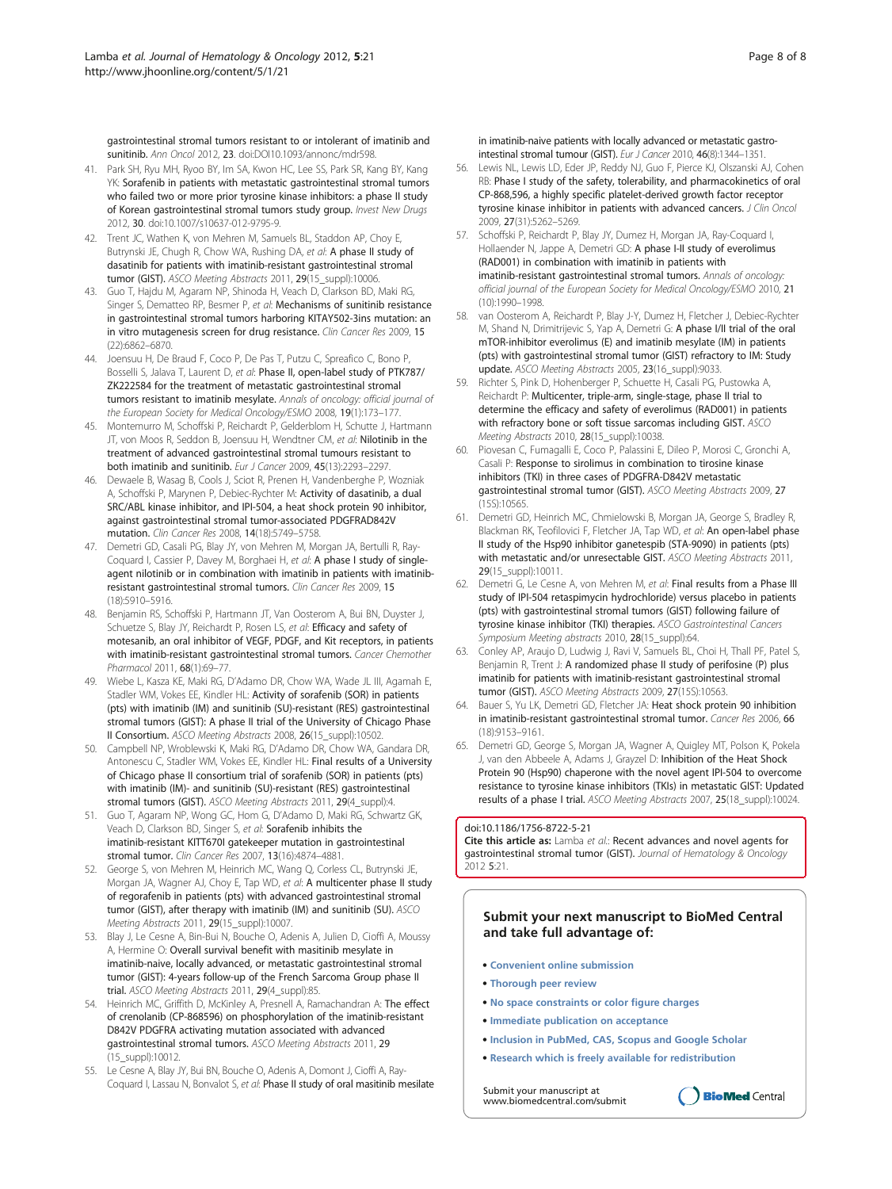gastrointestinal stromal tumors resistant to or intolerant of imatinib and sunitinib. *Ann Oncol* 2012, **23**. doi:DOI10.1093/annonc/mdr598.

41. Park SH, Ryu MH, Ryoo BY, Im SA, Kwon HC, Lee SS, Park SR, Kang BY, Kang YK: **Sorafenib in patients with metastatic gastrointestinal stromal tumors who failed two or more prior tyrosine kinase inhibitors: a phase II study of Korean gastrointestinal stromal tumors study group.** *Invest New Drugs* 2012, **30**. doi:10.1007/s10637-012-9795-9.
42. Trent JC, Wathen K, von Mehren M, Samuels BL, Staddon AP, Choy E, Butrynski JE, Chugh R, Chow WA, Rushing DA, *et al*: **A phase II study of dasatinib for patients with imatinib-resistant gastrointestinal stromal tumor (GIST).** *ASCO Meeting Abstracts* 2011, **29**(15_suppl):10006.
43. Guo T, Hajdu M, Agaram NP, Shinoda H, Veach D, Clarkson BD, Maki RG, Singer S, Dematteo RP, Besmer P, *et al*: **Mechanisms of sunitinib resistance in gastrointestinal stromal tumors harboring KITAY502-3ins mutation: an in vitro mutagenesis screen for drug resistance.** *Clin Cancer Res* 2009, **15** (22):6862–6870.
44. Joensuu H, De Braud F, Coco P, De Pas T, Putzu C, Spreafico C, Bono P, Bosselli S, Jalava T, Laurent D, *et al*: **Phase II, open-label study of PTK787/ZK222584 for the treatment of metastatic gastrointestinal stromal tumors resistant to imatinib mesylate.** *Annals of oncology: official journal of the European Society for Medical Oncology/ESMO* 2008, **19**(1):173–177.
45. Montemurro M, Schoffski P, Reichardt P, Gelderblom H, Schutte J, Hartmann JT, von Moos R, Seddon B, Joensuu H, Wendtner CM, *et al*: **Nilotinib in the treatment of advanced gastrointestinal stromal tumours resistant to both imatinib and sunitinib.** *Eur J Cancer* 2009, **45**(13):2293–2297.
46. Dewaele B, Wasag B, Cools J, Sciot R, Prenen H, Vandenberghe P, Wozniak A, Schoffski P, Marynen P, Debiec-Rychter M: **Activity of dasatinib, a dual SRC/ABL kinase inhibitor, and IPI-504, a heat shock protein 90 inhibitor, against gastrointestinal stromal tumor-associated PDGFRAD842V mutation.** *Clin Cancer Res* 2008, **14**(18):5749–5758.
47. Demetri GD, Casali PG, Blay JY, von Mehren M, Morgan JA, Bertulli R, Ray-Coquard I, Cassier P, Davey M, Borghaei H, *et al*: **A phase I study of single-agent nilotinib or in combination with imatinib in patients with imatinib-resistant gastrointestinal stromal tumors.** *Clin Cancer Res* 2009, **15** (18):5910–5916.
48. Benjamin RS, Schoffski P, Hartmann JT, Van Oosterom A, Bui BN, Duyster J, Schuetze S, Blay JY, Reichardt P, Rosen LS, *et al*: **Efficacy and safety of motesanib, an oral inhibitor of VEGF, PDGF, and Kit receptors, in patients with imatinib-resistant gastrointestinal stromal tumors.** *Cancer Chemother Pharmacol* 2011, **68**(1):69–77.
49. Wiebe L, Kasza KE, Maki RG, D'Adamo DR, Chow WA, Wade JL III, Agamah E, Stadler WM, Vokes EE, Kindler HL: **Activity of sorafenib (SOR) in patients (pts) with imatinib (IM) and sunitinib (SU)-resistant (RES) gastrointestinal stromal tumors (GIST): A phase II trial of the University of Chicago Phase II Consortium.** *ASCO Meeting Abstracts* 2008, **26**(15_suppl):10502.
50. Campbell NP, Wroblewski K, Maki RG, D'Adamo DR, Chow WA, Gandara DR, Antonescu C, Stadler WM, Vokes EE, Kindler HL: **Final results of a University of Chicago phase II consortium trial of sorafenib (SOR) in patients (pts) with imatinib (IM)- and sunitinib (SU)-resistant (RES) gastrointestinal stromal tumors (GIST).** *ASCO Meeting Abstracts* 2011, **29**(4_suppl):4.
51. Guo T, Agaram NP, Wong GC, Hom G, D'Adamo D, Maki RG, Schwartz GK, Veach D, Clarkson BD, Singer S, *et al*: **Sorafenib inhibits the imatinib-resistant KITT670I gatekeeper mutation in gastrointestinal stromal tumor.** *Clin Cancer Res* 2007, **13**(16):4874–4881.
52. George S, von Mehren M, Heinrich MC, Wang Q, Corless CL, Butrynski JE, Morgan JA, Wagner AJ, Choy E, Tap WD, *et al*: **A multicenter phase II study of regorafenib in patients (pts) with advanced gastrointestinal stromal tumor (GIST), after therapy with imatinib (IM) and sunitinib (SU).** *ASCO Meeting Abstracts* 2011, **29**(15_suppl):10007.
53. Blay J, Le Cesne A, Bin-Bui N, Bouche O, Adenis A, Julien D, Cioffi A, Moussy A, Hermine O: **Overall survival benefit with masitinib mesylate in imatinib-naive, locally advanced, or metastatic gastrointestinal stromal tumor (GIST): 4-years follow-up of the French Sarcoma Group phase II trial.** *ASCO Meeting Abstracts* 2011, **29**(4_suppl):85.
54. Heinrich MC, Griffith D, McKinley A, Presnell A, Ramachandran A: **The effect of crenolanib (CP-868596) on phosphorylation of the imatinib-resistant D842V PDGFRA activating mutation associated with advanced gastrointestinal stromal tumors.** *ASCO Meeting Abstracts* 2011, **29** (15_suppl):10012.
55. Le Cesne A, Blay JY, Bui BN, Bouche O, Adenis A, Domont J, Cioffi A, Ray-Coquard I, Lassau N, Bonvalot S, *et al*: **Phase II study of oral masitinib mesilate in imatinib-naive patients with locally advanced or metastatic gastro-intestinal stromal tumour (GIST).** *Eur J Cancer* 2010, **46**(8):1344–1351.
56. Lewis NL, Lewis LD, Eder JP, Reddy NJ, Guo F, Pierce KJ, Olszanski AJ, Cohen RB: **Phase I study of the safety, tolerability, and pharmacokinetics of oral CP-868,596, a highly specific platelet-derived growth factor receptor tyrosine kinase inhibitor in patients with advanced cancers.** *J Clin Oncol* 2009, **27**(31):5262–5269.
57. Schoffski P, Reichardt P, Blay JY, Dumez H, Morgan JA, Ray-Coquard I, Hollaender N, Jappe A, Demetri GD: **A phase I-II study of everolimus (RAD001) in combination with imatinib in patients with imatinib-resistant gastrointestinal stromal tumors.** *Annals of oncology: official journal of the European Society for Medical Oncology/ESMO* 2010, **21** (10):1990–1998.
58. van Oosterom A, Reichardt P, Blay J-Y, Dumez H, Fletcher J, Debiec-Rychter M, Shand N, Drimitrijevic S, Yap A, Demetri G: **A phase I/II trial of the oral mTOR-inhibitor everolimus (E) and imatinib mesylate (IM) in patients (pts) with gastrointestinal stromal tumor (GIST) refractory to IM: Study update.** *ASCO Meeting Abstracts* 2005, **23**(16_suppl):9033.
59. Richter S, Pink D, Hohenberger P, Schuette H, Casali PG, Pustowka A, Reichardt P: **Multicenter, triple-arm, single-stage, phase II trial to determine the efficacy and safety of everolimus (RAD001) in patients with refractory bone or soft tissue sarcomas including GIST.** *ASCO Meeting Abstracts* 2010, **28**(15_suppl):10038.
60. Piovesan C, Fumagalli E, Coco P, Palassini E, Dileo P, Morosi C, Gronchi A, Casali P: **Response to sirolimus in combination to tyrosine kinase inhibitors (TKI) in three cases of PDGFRA-D842V metastatic gastrointestinal stromal tumor (GIST).** *ASCO Meeting Abstracts* 2009, **27** (15S):10565.
61. Demetri GD, Heinrich MC, Chmielowski B, Morgan JA, George S, Bradley R, Blackman RK, Teofilovici F, Fletcher JA, Tap WD, *et al*: **An open-label phase II study of the Hsp90 inhibitor ganetespib (STA-9090) in patients (pts) with metastatic and/or unresectable GIST.** *ASCO Meeting Abstracts* 2011, **29**(15_suppl):10011.
62. Demetri G, Le Cesne A, von Mehren M, *et al*: **Final results from a Phase III study of IPI-504 retaspimycin hydrochloride) versus placebo in patients (pts) with gastrointestinal stromal tumors (GIST) following failure of tyrosine kinase inhibitor (TKI) therapies.** *ASCO Gastrointestinal Cancers Symposium Meeting abstracts* 2010, **28**(15_suppl):64.
63. Conley AP, Araujo D, Ludwig J, Ravi V, Samuels BL, Choi H, Thall PF, Patel S, Benjamin R, Trent J: **A randomized phase II study of perifosine (P) plus imatinib for patients with imatinib-resistant gastrointestinal stromal tumor (GIST).** *ASCO Meeting Abstracts* 2009, **27**(15S):10563.
64. Bauer S, Yu LK, Demetri GD, Fletcher JA: **Heat shock protein 90 inhibition in imatinib-resistant gastrointestinal stromal tumor.** *Cancer Res* 2006, **66** (18):9153–9161.
65. Demetri GD, George S, Morgan JA, Wagner A, Quigley MT, Polson K, Pokela J, van den Abbeele A, Adams J, Grayzel D: **Inhibition of the Heat Shock Protein 90 (Hsp90) chaperone with the novel agent IPI-504 to overcome resistance to tyrosine kinase inhibitors (TKIs) in metastatic GIST: Updated results of a phase I trial.** *ASCO Meeting Abstracts* 2007, **25**(18_suppl):10024.

doi:10.1186/1756-8722-5-21

**Cite this article as:** Lamba *et al.*: Recent advances and novel agents for gastrointestinal stromal tumor (GIST). *Journal of Hematology & Oncology* 2012 **5**:21.

**Submit your next manuscript to BioMed Central and take full advantage of:**

- **Convenient online submission**
- **Thorough peer review**
- **No space constraints or color figure charges**
- **Immediate publication on acceptance**
- **Inclusion in PubMed, CAS, Scopus and Google Scholar**
- **Research which is freely available for redistribution**

Submit your manuscript at www.biomedcentral.com/submit

BioMed Central